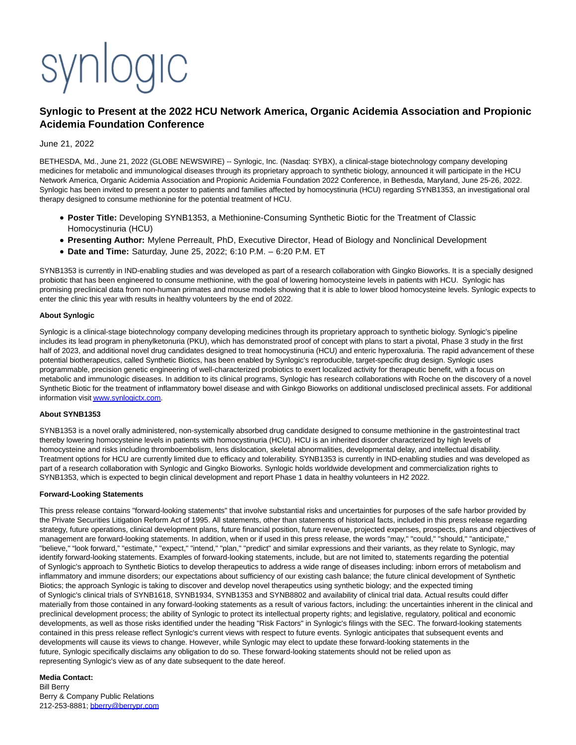synlogic

# Synlogic to Present at the 2022 HCU Network America, Organic Acidemia Association and Propionic Acidemia Foundation Conference

June 21, 2022

BETHESDA, Md., June 21, 2022 (GLOBE NEWSWIRE) -- Synlogic, Inc. (Nasdaq: SYBX), a clinical-stage biotechnology company developing medicines for metabolic and immunological diseases through its proprietary approach to synthetic biology, announced it will participate in the HCU Network America, Organic Acidemia Association and Propionic Acidemia Foundation 2022 Conference, in Bethesda, Maryland, June 25-26, 2022. Synlogic has been invited to present a poster to patients and families affected by homocystinuria (HCU) regarding SYNB1353, an investigational oral therapy designed to consume methionine for the potential treatment of HCU.

- **Poster Title:** Developing SYNB1353, a Methionine-Consuming Synthetic Biotic for the Treatment of Classic Homocystinuria (HCU)
- **Presenting Author:** Mylene Perreault, PhD, Executive Director, Head of Biology and Nonclinical Development
- **Date and Time:** Saturday, June 25, 2022; 6:10 P.M. – 6:20 P.M. ET

SYNB1353 is currently in IND-enabling studies and was developed as part of a research collaboration with Gingko Bioworks. It is a specially designed probiotic that has been engineered to consume methionine, with the goal of lowering homocysteine levels in patients with HCU. Synlogic has promising preclinical data from non-human primates and mouse models showing that it is able to lower blood homocysteine levels. Synlogic expects to enter the clinic this year with results in healthy volunteers by the end of 2022.

**About Synlogic**

Synlogic is a clinical-stage biotechnology company developing medicines through its proprietary approach to synthetic biology. Synlogic's pipeline includes its lead program in phenylketonuria (PKU), which has demonstrated proof of concept with plans to start a pivotal, Phase 3 study in the first half of 2023, and additional novel drug candidates designed to treat homocystinuria (HCU) and enteric hyperoxaluria. The rapid advancement of these potential biotherapeutics, called Synthetic Biotics, has been enabled by Synlogic's reproducible, target-specific drug design. Synlogic uses programmable, precision genetic engineering of well-characterized probiotics to exert localized activity for therapeutic benefit, with a focus on metabolic and immunologic diseases. In addition to its clinical programs, Synlogic has research collaborations with Roche on the discovery of a novel Synthetic Biotic for the treatment of inflammatory bowel disease and with Ginkgo Bioworks on additional undisclosed preclinical assets. For additional information visit www.synlogictx.com.

**About SYNB1353**

SYNB1353 is a novel orally administered, non-systemically absorbed drug candidate designed to consume methionine in the gastrointestinal tract thereby lowering homocysteine levels in patients with homocystinuria (HCU). HCU is an inherited disorder characterized by high levels of homocysteine and risks including thromboembolism, lens dislocation, skeletal abnormalities, developmental delay, and intellectual disability. Treatment options for HCU are currently limited due to efficacy and tolerability. SYNB1353 is currently in IND-enabling studies and was developed as part of a research collaboration with Synlogic and Gingko Bioworks. Synlogic holds worldwide development and commercialization rights to SYNB1353, which is expected to begin clinical development and report Phase 1 data in healthy volunteers in H2 2022.

**Forward-Looking Statements**

This press release contains "forward-looking statements" that involve substantial risks and uncertainties for purposes of the safe harbor provided by the Private Securities Litigation Reform Act of 1995. All statements, other than statements of historical facts, included in this press release regarding strategy, future operations, clinical development plans, future financial position, future revenue, projected expenses, prospects, plans and objectives of management are forward-looking statements. In addition, when or if used in this press release, the words "may," "could," "should," "anticipate," "believe," "look forward," "estimate," "expect," "intend," "plan," "predict" and similar expressions and their variants, as they relate to Synlogic, may identify forward-looking statements. Examples of forward-looking statements, include, but are not limited to, statements regarding the potential of Synlogic's approach to Synthetic Biotics to develop therapeutics to address a wide range of diseases including: inborn errors of metabolism and inflammatory and immune disorders; our expectations about sufficiency of our existing cash balance; the future clinical development of Synthetic Biotics; the approach Synlogic is taking to discover and develop novel therapeutics using synthetic biology; and the expected timing of Synlogic's clinical trials of SYNB1618, SYNB1934, SYNB1353 and SYNB8802 and availability of clinical trial data. Actual results could differ materially from those contained in any forward-looking statements as a result of various factors, including: the uncertainties inherent in the clinical and preclinical development process; the ability of Synlogic to protect its intellectual property rights; and legislative, regulatory, political and economic developments, as well as those risks identified under the heading "Risk Factors" in Synlogic's filings with the SEC. The forward-looking statements contained in this press release reflect Synlogic's current views with respect to future events. Synlogic anticipates that subsequent events and developments will cause its views to change. However, while Synlogic may elect to update these forward-looking statements in the future, Synlogic specifically disclaims any obligation to do so. These forward-looking statements should not be relied upon as representing Synlogic's view as of any date subsequent to the date hereof.

**Media Contact:**
Bill Berry
Berry & Company Public Relations
212-253-8881; bberry@berrypr.com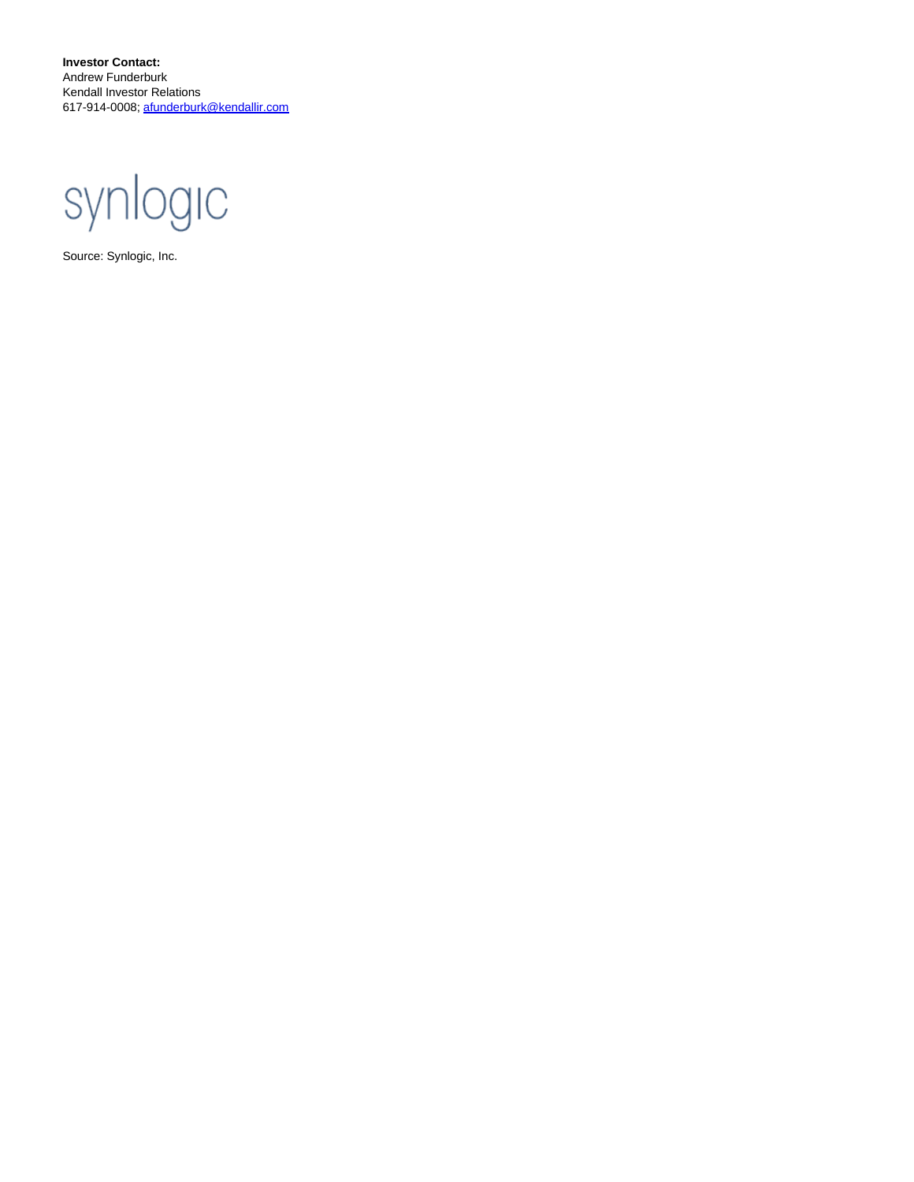**Investor Contact:**
Andrew Funderburk
Kendall Investor Relations
617-914-0008; afunderburk@kendallir.com

synlogic

Source: Synlogic, Inc.